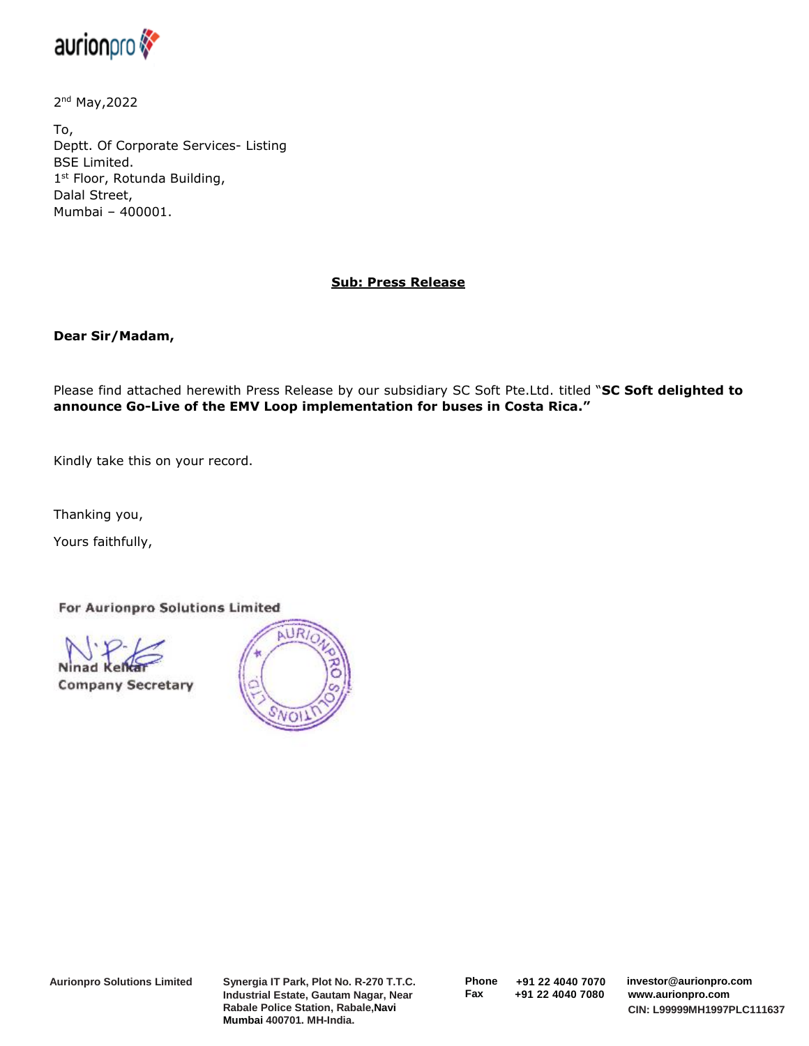2nd May,2022

To,
Deptt. Of Corporate Services- Listing
BSE Limited.
1st Floor, Rotunda Building,
Dalal Street,
Mumbai – 400001.

**Sub: Press Release**

**Dear Sir/Madam,**

Please find attached herewith Press Release by our subsidiary SC Soft Pte.Ltd. titled "**SC Soft delighted to announce Go-Live of the EMV Loop implementation for buses in Costa Rica."**

Kindly take this on your record.

Thanking you,

Yours faithfully,

**For Aurionpro Solutions Limited**

Ninad Kelkar
Company Secretary

**Aurionpro Solutions Limited** | **Synergia IT Park, Plot No. R-270 T.T.C. Industrial Estate, Gautam Nagar, Near Rabale Police Station, Rabale,Navi Mumbai 400701. MH-India.** | **Phone +91 22 4040 7070** **Fax +91 22 4040 7080** | **investor@aurionpro.com** **www.aurionpro.com** **CIN: L99999MH1997PLC111637**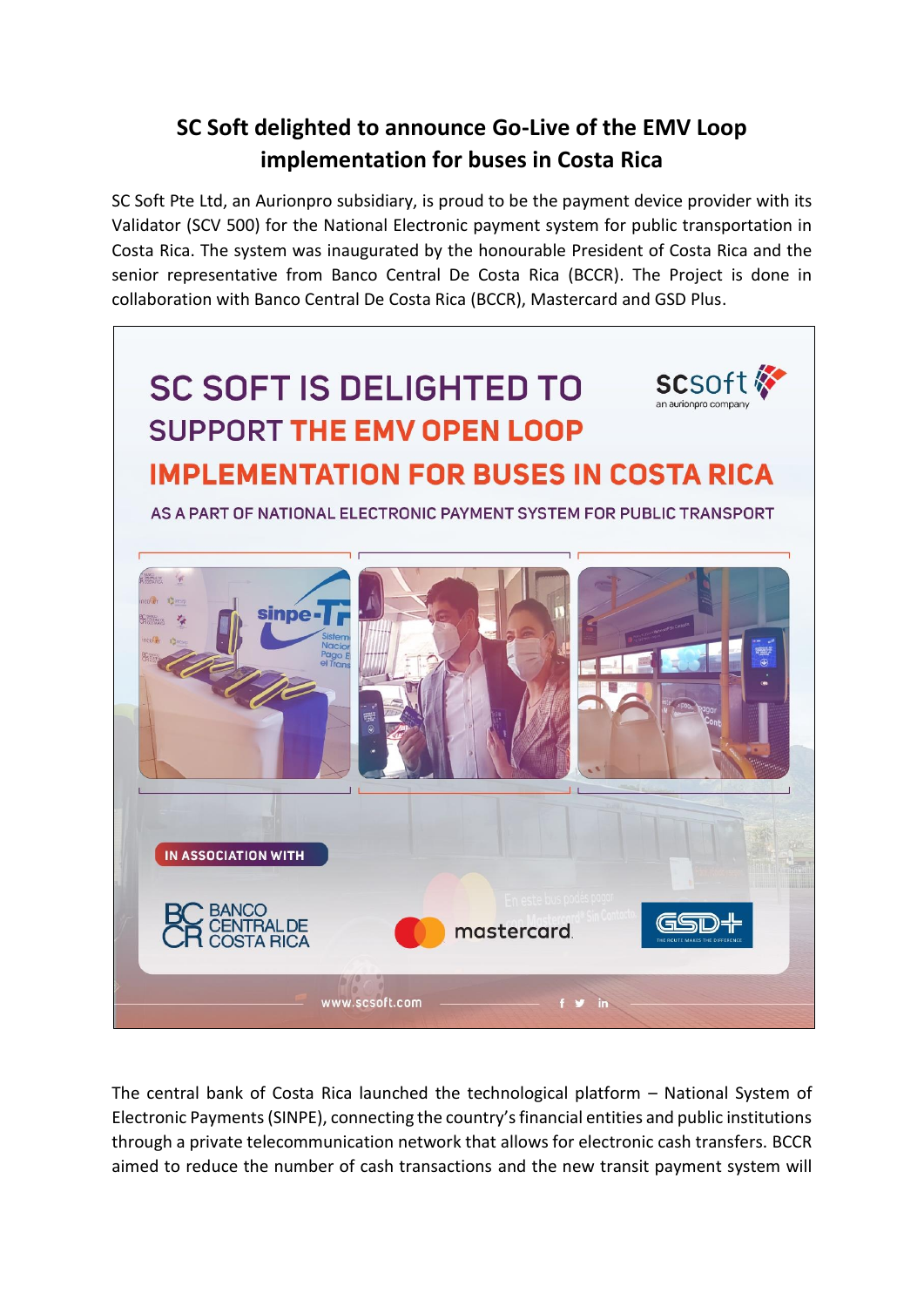# SC Soft delighted to announce Go-Live of the EMV Loop implementation for buses in Costa Rica

SC Soft Pte Ltd, an Aurionpro subsidiary, is proud to be the payment device provider with its Validator (SCV 500) for the National Electronic payment system for public transportation in Costa Rica. The system was inaugurated by the honourable President of Costa Rica and the senior representative from Banco Central De Costa Rica (BCCR). The Project is done in collaboration with Banco Central De Costa Rica (BCCR), Mastercard and GSD Plus.

SC SOFT IS DELIGHTED TO SUPPORT THE EMV OPEN LOOP IMPLEMENTATION FOR BUSES IN COSTA RICA

AS A PART OF NATIONAL ELECTRONIC PAYMENT SYSTEM FOR PUBLIC TRANSPORT

IN ASSOCIATION WITH

BANCO CENTRAL DE COSTA RICA

mastercard

GSD+

www.scsoft.com

The central bank of Costa Rica launched the technological platform – National System of Electronic Payments (SINPE), connecting the country's financial entities and public institutions through a private telecommunication network that allows for electronic cash transfers. BCCR aimed to reduce the number of cash transactions and the new transit payment system will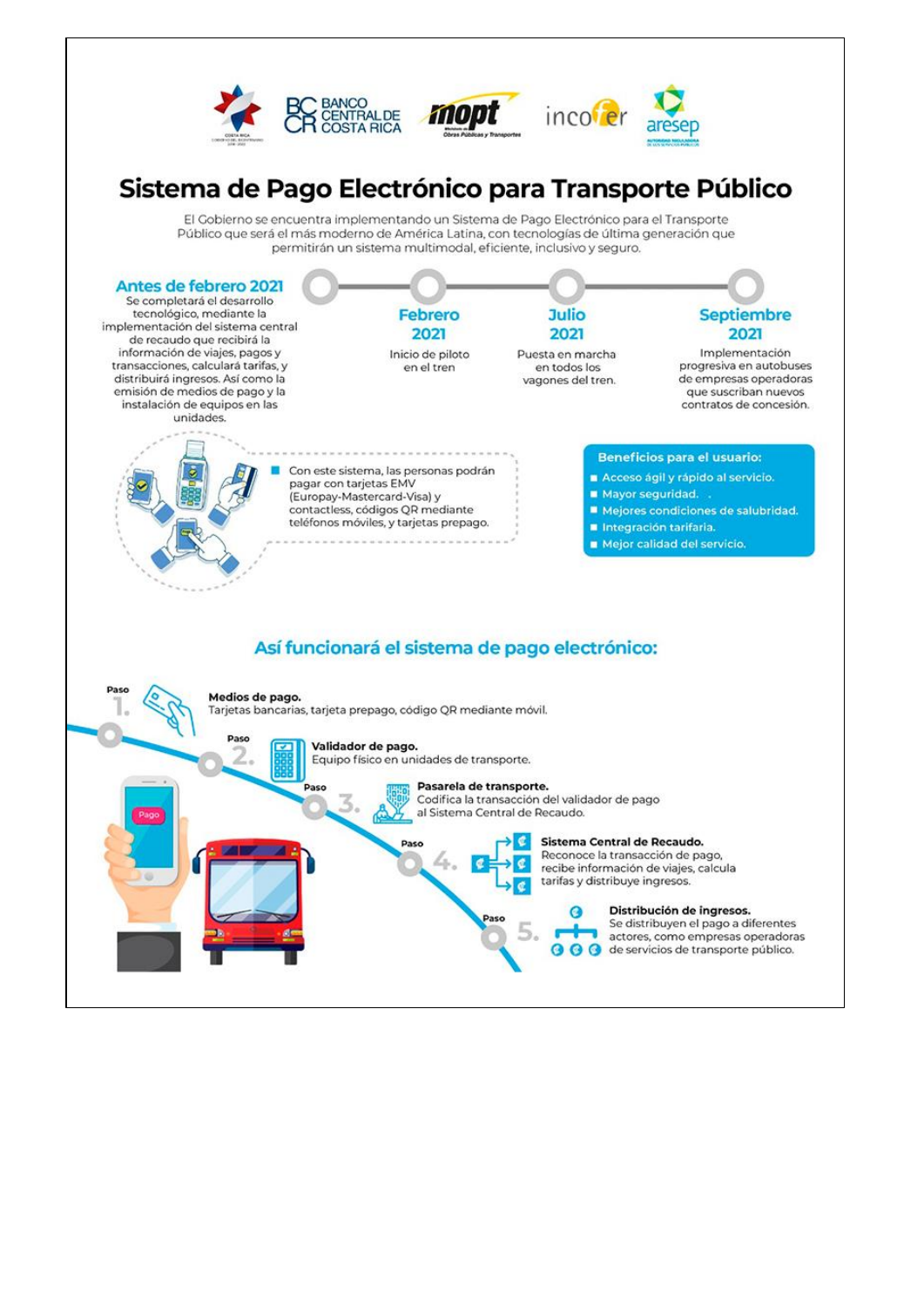# Sistema de Pago Electrónico para Transporte Público

El Gobierno se encuentra implementando un Sistema de Pago Electrónico para el Transporte Público que será el más moderno de América Latina, con tecnologías de última generación que permitirán un sistema multimodal, eficiente, inclusivo y seguro.

**Antes de febrero 2021**
Se completará el desarrollo tecnológico, mediante la implementación del sistema central de recaudo que recibirá la información de viajes, pagos y transacciones, calculará tarifas, y distribuirá ingresos. Así como la emisión de medios de pago y la instalación de equipos en las unidades.

**Febrero 2021**
Inicio de piloto en el tren

**Julio 2021**
Puesta en marcha en todos los vagones del tren.

**Septiembre 2021**
Implementación progresiva en autobuses de empresas operadoras que suscriban nuevos contratos de concesión.

- Con este sistema, las personas podrán pagar con tarjetas EMV (Europay-Mastercard-Visa) y contactless, códigos QR mediante teléfonos móviles, y tarjetas prepago.

**Beneficios para el usuario:**

- Acceso ágil y rápido al servicio.
- Mayor seguridad.
- Mejores condiciones de salubridad.
- Integración tarifaria.
- Mejor calidad del servicio.

## Así funcionará el sistema de pago electrónico:

**Paso 1.** **Medios de pago.**
Tarjetas bancarias, tarjeta prepago, código QR mediante móvil.

**Paso 2.** **Validador de pago.**
Equipo físico en unidades de transporte.

**Paso 3.** **Pasarela de transporte.**
Codifica la transacción del validador de pago al Sistema Central de Recaudo.

**Paso 4.** **Sistema Central de Recaudo.**
Reconoce la transacción de pago, recibe información de viajes, calcula tarifas y distribuye ingresos.

**Paso 5.** **Distribución de ingresos.**
Se distribuyen el pago a diferentes actores, como empresas operadoras de servicios de transporte público.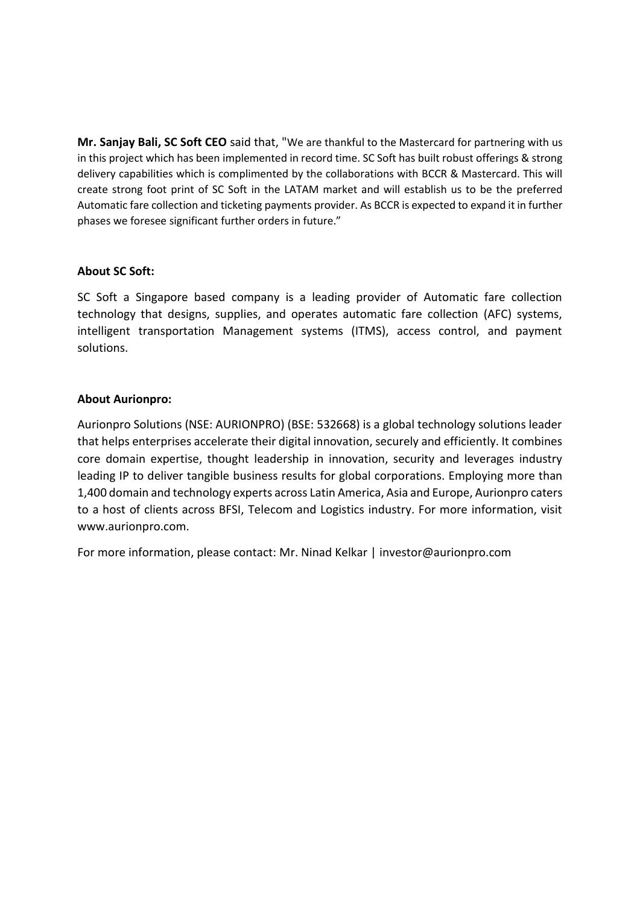**Mr. Sanjay Bali, SC Soft CEO** said that, "We are thankful to the Mastercard for partnering with us in this project which has been implemented in record time. SC Soft has built robust offerings & strong delivery capabilities which is complimented by the collaborations with BCCR & Mastercard. This will create strong foot print of SC Soft in the LATAM market and will establish us to be the preferred Automatic fare collection and ticketing payments provider. As BCCR is expected to expand it in further phases we foresee significant further orders in future."

**About SC Soft:**

SC Soft a Singapore based company is a leading provider of Automatic fare collection technology that designs, supplies, and operates automatic fare collection (AFC) systems, intelligent transportation Management systems (ITMS), access control, and payment solutions.

**About Aurionpro:**

Aurionpro Solutions (NSE: AURIONPRO) (BSE: 532668) is a global technology solutions leader that helps enterprises accelerate their digital innovation, securely and efficiently. It combines core domain expertise, thought leadership in innovation, security and leverages industry leading IP to deliver tangible business results for global corporations. Employing more than 1,400 domain and technology experts across Latin America, Asia and Europe, Aurionpro caters to a host of clients across BFSI, Telecom and Logistics industry. For more information, visit www.aurionpro.com.

For more information, please contact: Mr. Ninad Kelkar | investor@aurionpro.com